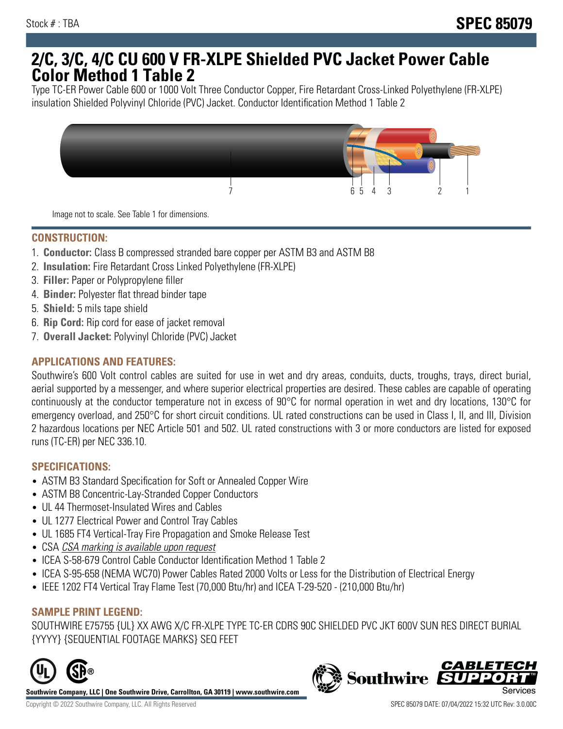Stock # : TBA

# SPEC 85079

# 2/C, 3/C, 4/C CU 600 V FR-XLPE Shielded PVC Jacket Power Cable Color Method 1 Table 2

Type TC-ER Power Cable 600 or 1000 Volt Three Conductor Copper, Fire Retardant Cross-Linked Polyethylene (FR-XLPE) insulation Shielded Polyvinyl Chloride (PVC) Jacket. Conductor Identification Method 1 Table 2

7 6 5 4 3 2 1

Image not to scale. See Table 1 for dimensions.

## CONSTRUCTION:

1. **Conductor:** Class B compressed stranded bare copper per ASTM B3 and ASTM B8
2. **Insulation:** Fire Retardant Cross Linked Polyethylene (FR-XLPE)
3. **Filler:** Paper or Polypropylene filler
4. **Binder:** Polyester flat thread binder tape
5. **Shield:** 5 mils tape shield
6. **Rip Cord:** Rip cord for ease of jacket removal
7. **Overall Jacket:** Polyvinyl Chloride (PVC) Jacket

## APPLICATIONS AND FEATURES:

Southwire's 600 Volt control cables are suited for use in wet and dry areas, conduits, ducts, troughs, trays, direct burial, aerial supported by a messenger, and where superior electrical properties are desired. These cables are capable of operating continuously at the conductor temperature not in excess of 90°C for normal operation in wet and dry locations, 130°C for emergency overload, and 250°C for short circuit conditions. UL rated constructions can be used in Class I, II, and III, Division 2 hazardous locations per NEC Article 501 and 502. UL rated constructions with 3 or more conductors are listed for exposed runs (TC-ER) per NEC 336.10.

## SPECIFICATIONS:

- ASTM B3 Standard Specification for Soft or Annealed Copper Wire
- ASTM B8 Concentric-Lay-Stranded Copper Conductors
- UL 44 Thermoset-Insulated Wires and Cables
- UL 1277 Electrical Power and Control Tray Cables
- UL 1685 FT4 Vertical-Tray Fire Propagation and Smoke Release Test
- CSA *CSA marking is available upon request*
- ICEA S-58-679 Control Cable Conductor Identification Method 1 Table 2
- ICEA S-95-658 (NEMA WC70) Power Cables Rated 2000 Volts or Less for the Distribution of Electrical Energy
- IEEE 1202 FT4 Vertical Tray Flame Test (70,000 Btu/hr) and ICEA T-29-520 - (210,000 Btu/hr)

## SAMPLE PRINT LEGEND:

SOUTHWIRE E75755 {UL} XX AWG X/C FR-XLPE TYPE TC-ER CDRS 90C SHIELDED PVC JKT 600V SUN RES DIRECT BURIAL {YYYY} {SEQUENTIAL FOOTAGE MARKS} SEQ FEET

**Southwire Company, LLC | One Southwire Drive, Carrollton, GA 30119 | www.southwire.com**

Copyright © 2022 Southwire Company, LLC. All Rights Reserved

SPEC 85079 DATE: 07/04/2022 15:32 UTC Rev: 3.0.00C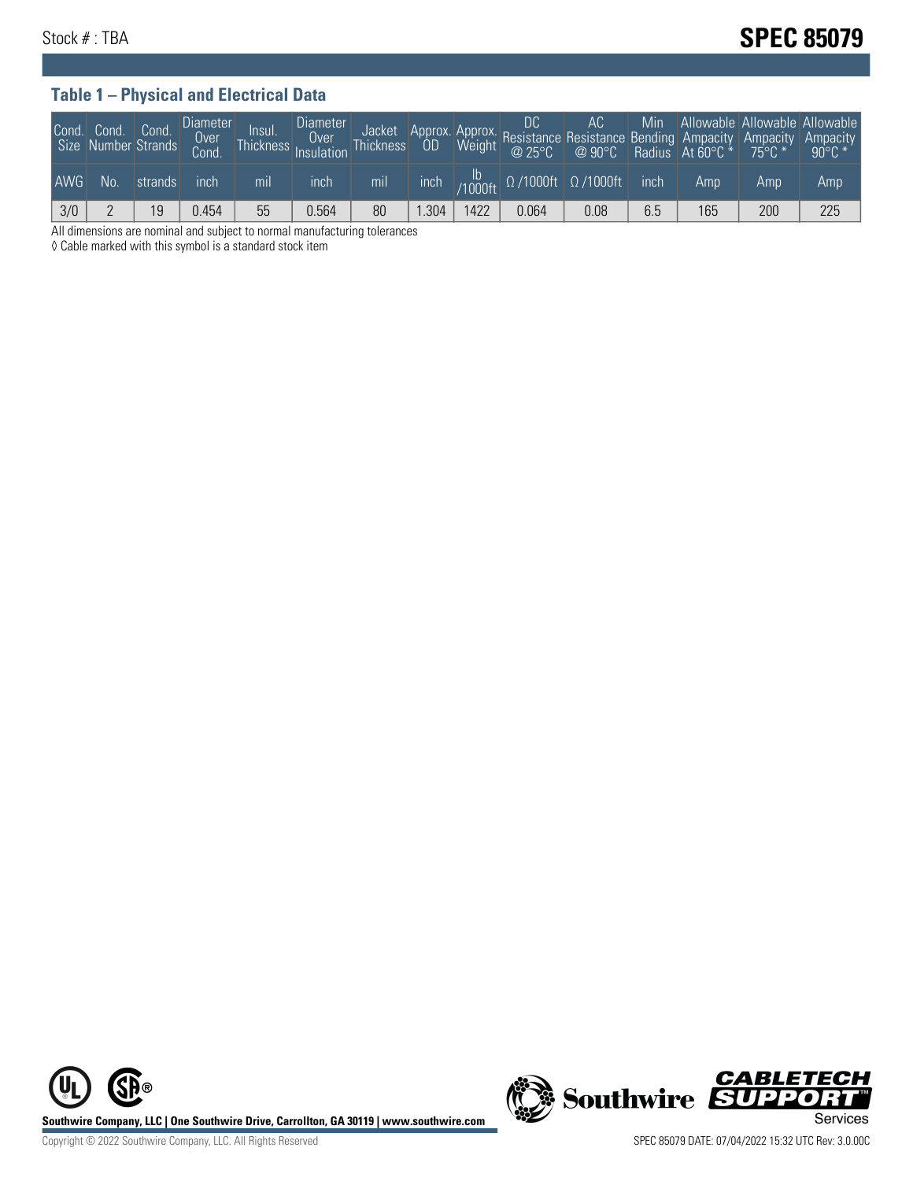### Table 1 – Physical and Electrical Data

| Cond. Size | Cond. Number | Cond. Strands | Diameter Over Cond. | Insul. Thickness | Diameter Over Insulation | Jacket Thickness | Approx. OD | Approx. Weight | DC Resistance @ 25°C | AC Resistance @ 90°C | Min Bending Radius | Allowable Ampacity At 60°C * | Allowable Ampacity 75°C * | Allowable Ampacity 90°C * |
|---|---|---|---|---|---|---|---|---|---|---|---|---|---|---|
| AWG | No. | strands | inch | mil | inch | mil | inch | lb /1000ft | Ω /1000ft | Ω /1000ft | inch | Amp | Amp | Amp |
| 3/0 | 2 | 19 | 0.454 | 55 | 0.564 | 80 | 1.304 | 1422 | 0.064 | 0.08 | 6.5 | 165 | 200 | 225 |

All dimensions are nominal and subject to normal manufacturing tolerances

◊ Cable marked with this symbol is a standard stock item